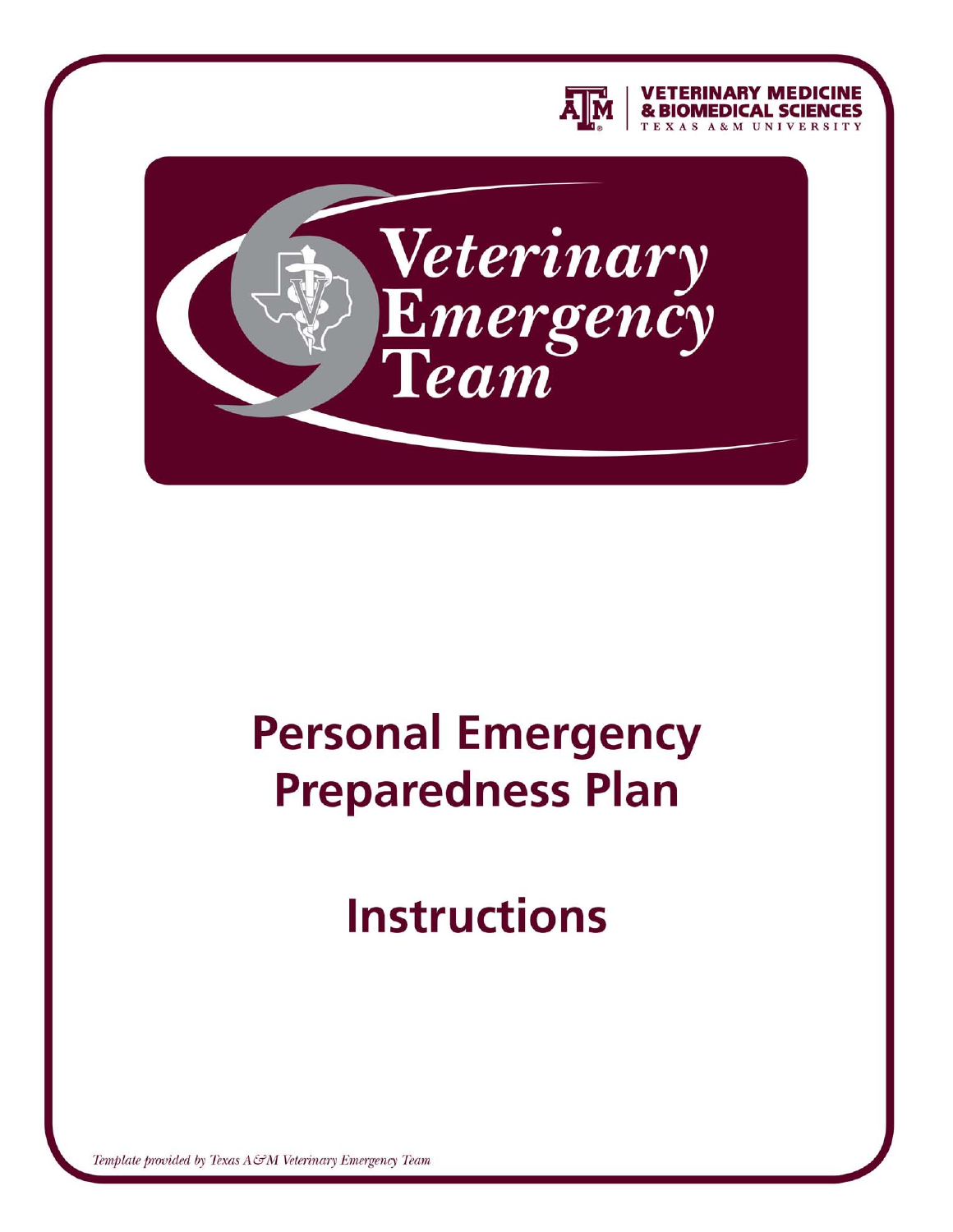VETERINARY MEDICINE & BIOMEDICAL SCIENCES
TEXAS A&M UNIVERSITY

Veterinary Emergency Team

# Personal Emergency Preparedness Plan

# Instructions

*Template provided by Texas A&M Veterinary Emergency Team*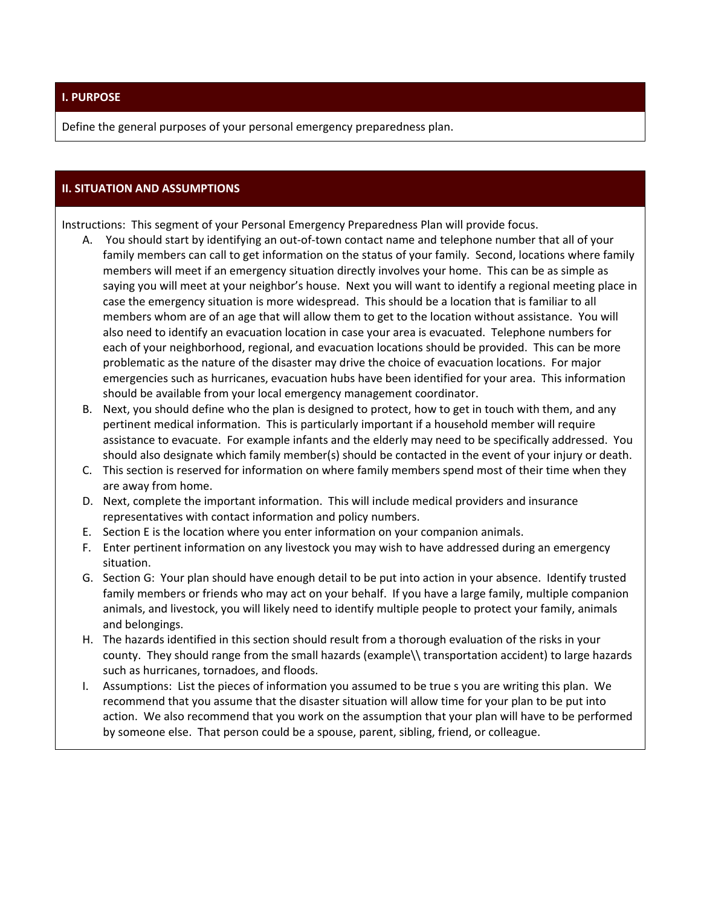## I. PURPOSE

Define the general purposes of your personal emergency preparedness plan.

## II. SITUATION AND ASSUMPTIONS

Instructions: This segment of your Personal Emergency Preparedness Plan will provide focus.

A. You should start by identifying an out-of-town contact name and telephone number that all of your family members can call to get information on the status of your family. Second, locations where family members will meet if an emergency situation directly involves your home. This can be as simple as saying you will meet at your neighbor's house. Next you will want to identify a regional meeting place in case the emergency situation is more widespread. This should be a location that is familiar to all members whom are of an age that will allow them to get to the location without assistance. You will also need to identify an evacuation location in case your area is evacuated. Telephone numbers for each of your neighborhood, regional, and evacuation locations should be provided. This can be more problematic as the nature of the disaster may drive the choice of evacuation locations. For major emergencies such as hurricanes, evacuation hubs have been identified for your area. This information should be available from your local emergency management coordinator.

B. Next, you should define who the plan is designed to protect, how to get in touch with them, and any pertinent medical information. This is particularly important if a household member will require assistance to evacuate. For example infants and the elderly may need to be specifically addressed. You should also designate which family member(s) should be contacted in the event of your injury or death.

C. This section is reserved for information on where family members spend most of their time when they are away from home.

D. Next, complete the important information. This will include medical providers and insurance representatives with contact information and policy numbers.

E. Section E is the location where you enter information on your companion animals.

F. Enter pertinent information on any livestock you may wish to have addressed during an emergency situation.

G. Section G: Your plan should have enough detail to be put into action in your absence. Identify trusted family members or friends who may act on your behalf. If you have a large family, multiple companion animals, and livestock, you will likely need to identify multiple people to protect your family, animals and belongings.

H. The hazards identified in this section should result from a thorough evaluation of the risks in your county. They should range from the small hazards (example\\ transportation accident) to large hazards such as hurricanes, tornadoes, and floods.

I. Assumptions: List the pieces of information you assumed to be true s you are writing this plan. We recommend that you assume that the disaster situation will allow time for your plan to be put into action. We also recommend that you work on the assumption that your plan will have to be performed by someone else. That person could be a spouse, parent, sibling, friend, or colleague.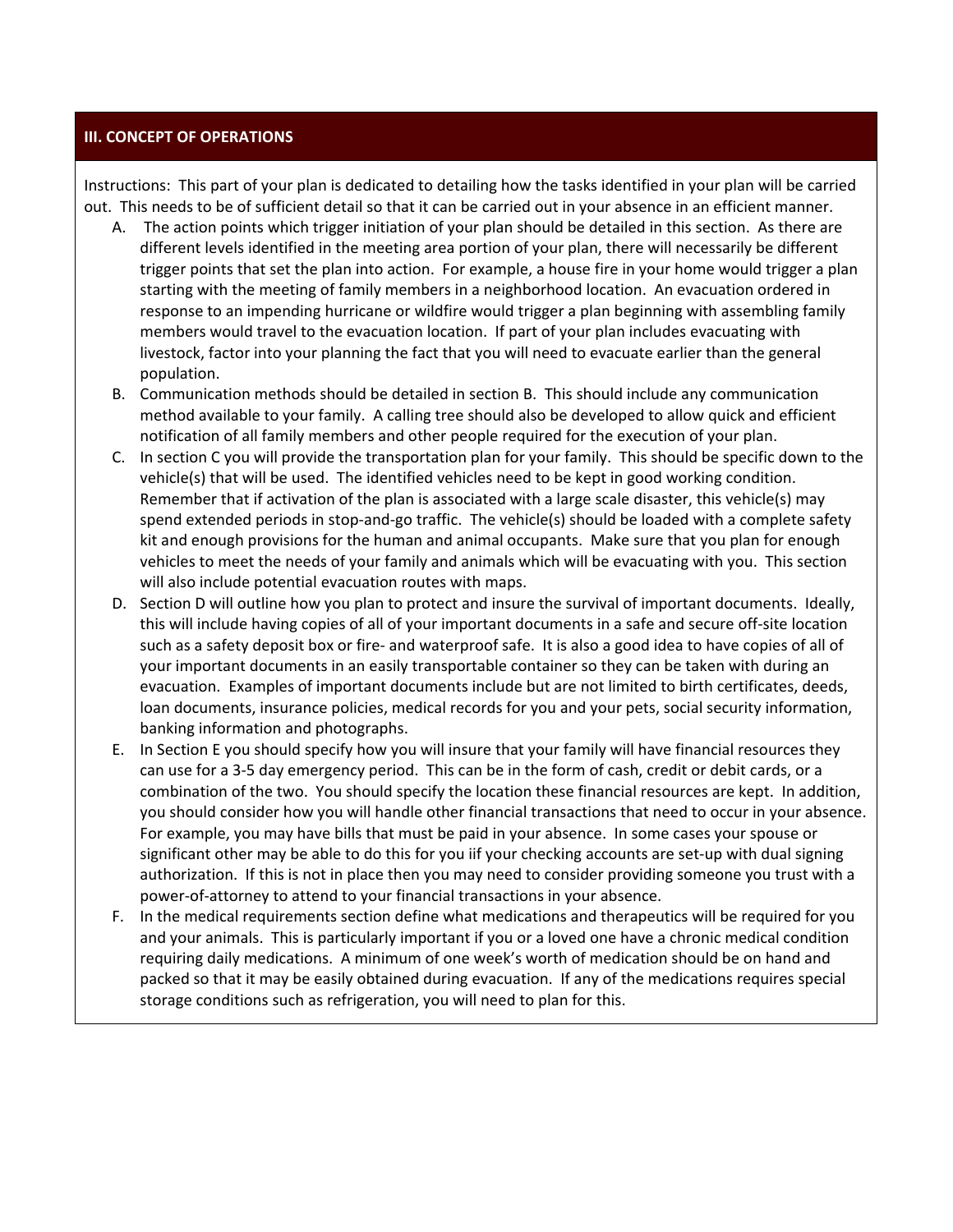## III. CONCEPT OF OPERATIONS

Instructions: This part of your plan is dedicated to detailing how the tasks identified in your plan will be carried out. This needs to be of sufficient detail so that it can be carried out in your absence in an efficient manner.

A. The action points which trigger initiation of your plan should be detailed in this section. As there are different levels identified in the meeting area portion of your plan, there will necessarily be different trigger points that set the plan into action. For example, a house fire in your home would trigger a plan starting with the meeting of family members in a neighborhood location. An evacuation ordered in response to an impending hurricane or wildfire would trigger a plan beginning with assembling family members would travel to the evacuation location. If part of your plan includes evacuating with livestock, factor into your planning the fact that you will need to evacuate earlier than the general population.

B. Communication methods should be detailed in section B. This should include any communication method available to your family. A calling tree should also be developed to allow quick and efficient notification of all family members and other people required for the execution of your plan.

C. In section C you will provide the transportation plan for your family. This should be specific down to the vehicle(s) that will be used. The identified vehicles need to be kept in good working condition. Remember that if activation of the plan is associated with a large scale disaster, this vehicle(s) may spend extended periods in stop-and-go traffic. The vehicle(s) should be loaded with a complete safety kit and enough provisions for the human and animal occupants. Make sure that you plan for enough vehicles to meet the needs of your family and animals which will be evacuating with you. This section will also include potential evacuation routes with maps.

D. Section D will outline how you plan to protect and insure the survival of important documents. Ideally, this will include having copies of all of your important documents in a safe and secure off-site location such as a safety deposit box or fire- and waterproof safe. It is also a good idea to have copies of all of your important documents in an easily transportable container so they can be taken with during an evacuation. Examples of important documents include but are not limited to birth certificates, deeds, loan documents, insurance policies, medical records for you and your pets, social security information, banking information and photographs.

E. In Section E you should specify how you will insure that your family will have financial resources they can use for a 3-5 day emergency period. This can be in the form of cash, credit or debit cards, or a combination of the two. You should specify the location these financial resources are kept. In addition, you should consider how you will handle other financial transactions that need to occur in your absence. For example, you may have bills that must be paid in your absence. In some cases your spouse or significant other may be able to do this for you iif your checking accounts are set-up with dual signing authorization. If this is not in place then you may need to consider providing someone you trust with a power-of-attorney to attend to your financial transactions in your absence.

F. In the medical requirements section define what medications and therapeutics will be required for you and your animals. This is particularly important if you or a loved one have a chronic medical condition requiring daily medications. A minimum of one week's worth of medication should be on hand and packed so that it may be easily obtained during evacuation. If any of the medications requires special storage conditions such as refrigeration, you will need to plan for this.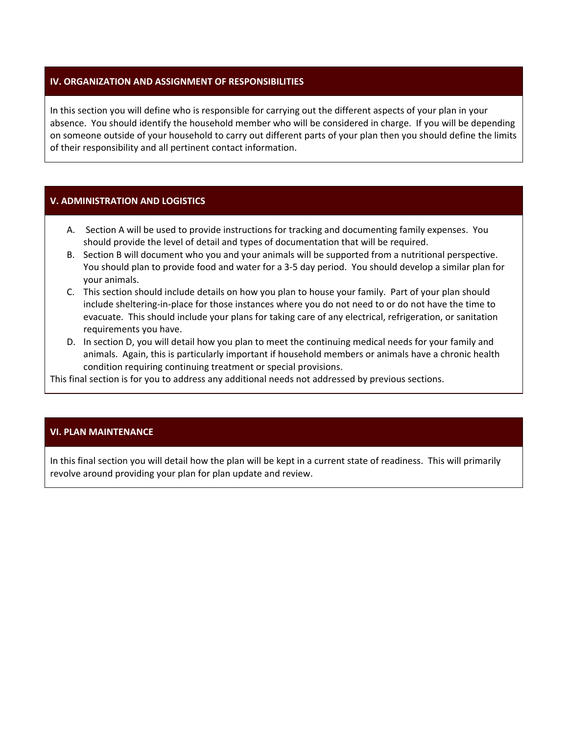## IV. ORGANIZATION AND ASSIGNMENT OF RESPONSIBILITIES

In this section you will define who is responsible for carrying out the different aspects of your plan in your absence. You should identify the household member who will be considered in charge. If you will be depending on someone outside of your household to carry out different parts of your plan then you should define the limits of their responsibility and all pertinent contact information.

## V. ADMINISTRATION AND LOGISTICS

A. Section A will be used to provide instructions for tracking and documenting family expenses. You should provide the level of detail and types of documentation that will be required.
B. Section B will document who you and your animals will be supported from a nutritional perspective. You should plan to provide food and water for a 3-5 day period. You should develop a similar plan for your animals.
C. This section should include details on how you plan to house your family. Part of your plan should include sheltering-in-place for those instances where you do not need to or do not have the time to evacuate. This should include your plans for taking care of any electrical, refrigeration, or sanitation requirements you have.
D. In section D, you will detail how you plan to meet the continuing medical needs for your family and animals. Again, this is particularly important if household members or animals have a chronic health condition requiring continuing treatment or special provisions.

This final section is for you to address any additional needs not addressed by previous sections.

## VI. PLAN MAINTENANCE

In this final section you will detail how the plan will be kept in a current state of readiness. This will primarily revolve around providing your plan for plan update and review.